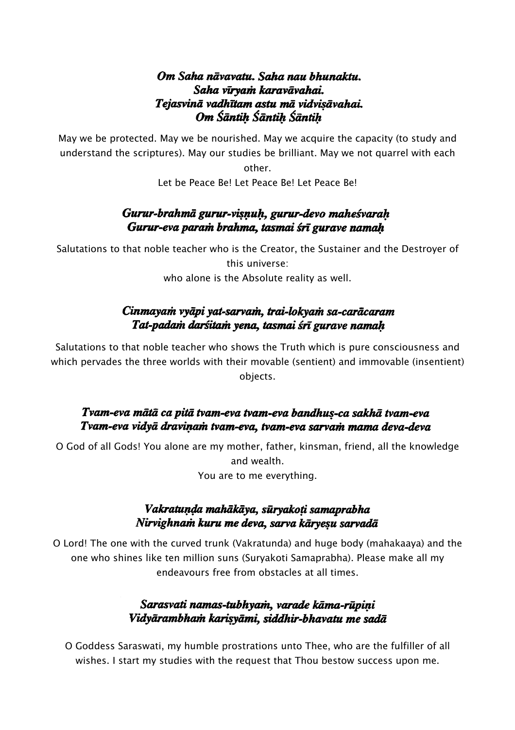***Om Saha nāvavatu. Saha nau bhunaktu.***
***Saha vīryaṁ karavāvahai.***
***Tejasvinā vadhītam astu mā vidviṣāvahai.***
***Om Śāntiḥ Śāntiḥ Śāntiḥ***

May we be protected. May we be nourished. May we acquire the capacity (to study and understand the scriptures). May our studies be brilliant. May we not quarrel with each other.
Let be Peace Be! Let Peace Be! Let Peace Be!

***Gurur-brahmā gurur-viṣṇuḥ, gurur-devo maheśvaraḥ***
***Gurur-eva paraṁ brahma, tasmai śrī gurave namaḥ***

Salutations to that noble teacher who is the Creator, the Sustainer and the Destroyer of this universe:
who alone is the Absolute reality as well.

***Cinmayaṁ vyāpi yat-sarvaṁ, trai-lokyaṁ sa-carācaram***
***Tat-padaṁ darśitaṁ yena, tasmai śrī gurave namaḥ***

Salutations to that noble teacher who shows the Truth which is pure consciousness and which pervades the three worlds with their movable (sentient) and immovable (insentient) objects.

***Tvam-eva mātā ca pitā tvam-eva tvam-eva bandhuṣ-ca sakhā tvam-eva***
***Tvam-eva vidyā draviṇaṁ tvam-eva, tvam-eva sarvaṁ mama deva-deva***

O God of all Gods! You alone are my mother, father, kinsman, friend, all the knowledge and wealth.
You are to me everything.

***Vakratuṇḍa mahākāya, sūryakoṭi samaprabha***
***Nirvighnaṁ kuru me deva, sarva kāryeṣu sarvadā***

O Lord! The one with the curved trunk (Vakratunda) and huge body (mahakaaya) and the one who shines like ten million suns (Suryakoti Samaprabha). Please make all my endeavours free from obstacles at all times.

***Sarasvati namas-tubhyaṁ, varade kāma-rūpiṇi***
***Vidyārambhaṁ kariṣyāmi, siddhir-bhavatu me sadā***

O Goddess Saraswati, my humble prostrations unto Thee, who are the fulfiller of all wishes. I start my studies with the request that Thou bestow success upon me.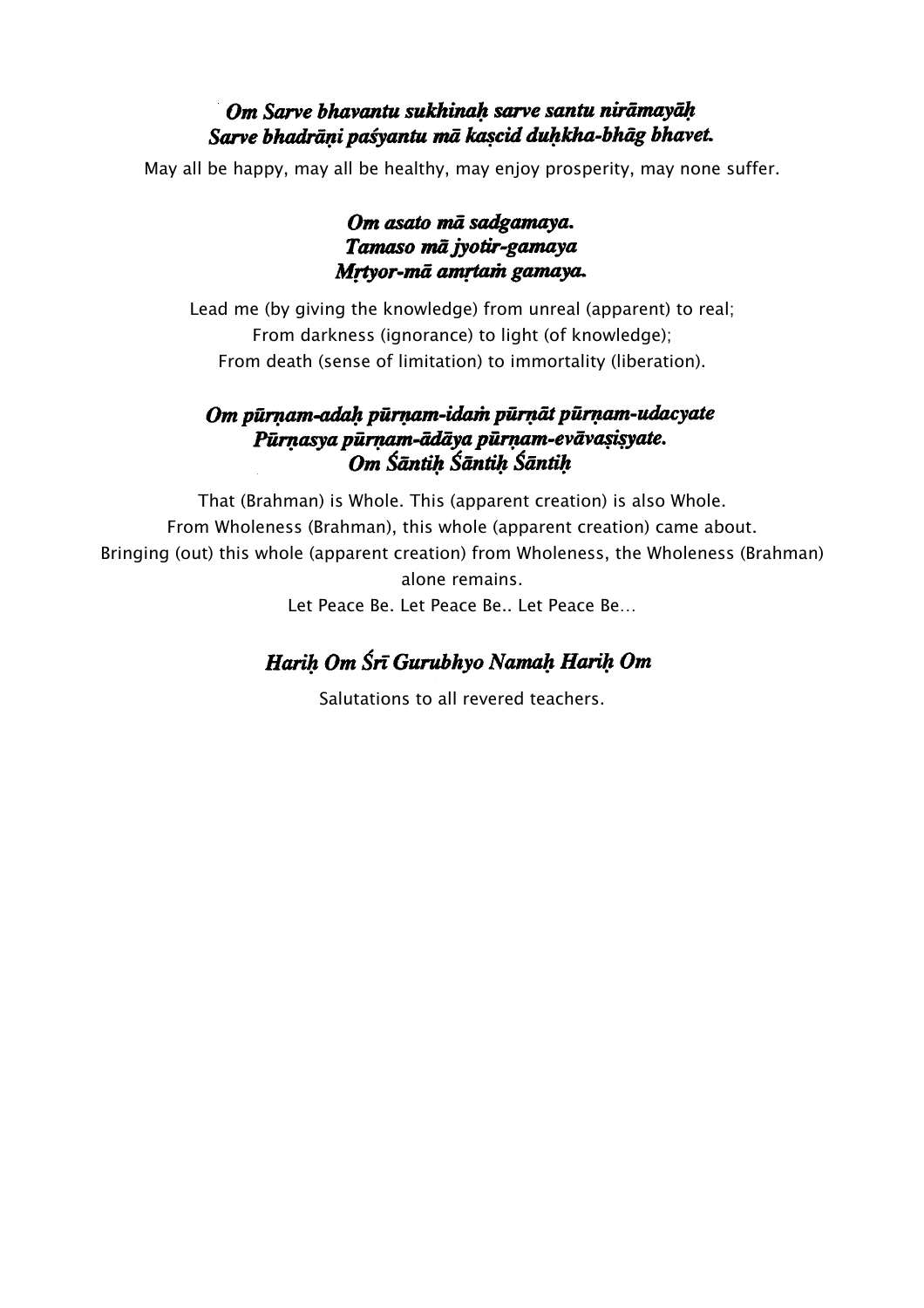***Om Sarve bhavantu sukhinaḥ sarve santu nirāmayāḥ***
***Sarve bhadrāṇi paśyantu mā kaṣcid duḥkha-bhāg bhavet.***

May all be happy, may all be healthy, may enjoy prosperity, may none suffer.

***Om asato mā sadgamaya.***
***Tamaso mā jyotir-gamaya***
***Mṛtyor-mā amṛtaṁ gamaya.***

Lead me (by giving the knowledge) from unreal (apparent) to real;
From darkness (ignorance) to light (of knowledge);
From death (sense of limitation) to immortality (liberation).

***Om pūrṇam-adaḥ pūrṇam-idaṁ pūrṇāt pūrṇam-udacyate***
***Pūrṇasya pūrṇam-ādāya pūrṇam-evāvaṣiṣyate.***
***Om Śāntiḥ Śāntiḥ Śāntiḥ***

That (Brahman) is Whole. This (apparent creation) is also Whole.
From Wholeness (Brahman), this whole (apparent creation) came about.
Bringing (out) this whole (apparent creation) from Wholeness, the Wholeness (Brahman) alone remains.
Let Peace Be. Let Peace Be.. Let Peace Be…

***Hariḥ Om Śrī Gurubhyo Namaḥ Hariḥ Om***

Salutations to all revered teachers.